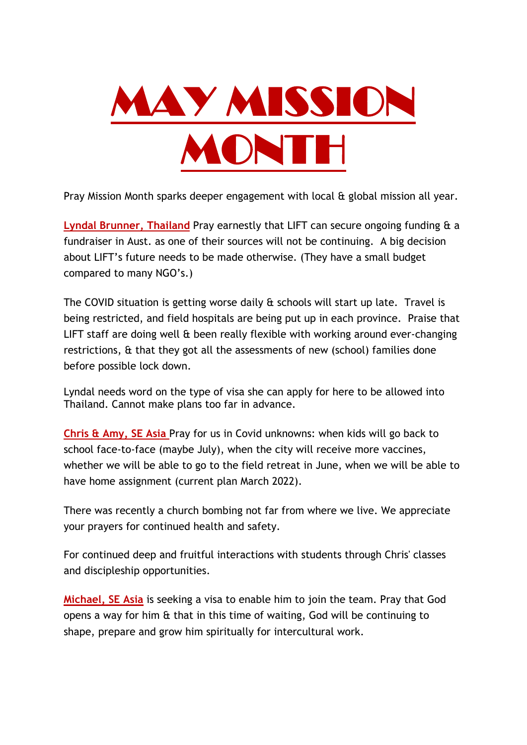# MAY MISSION MONTH

Pray Mission Month sparks deeper engagement with local & global mission all year.

**Lyndal Brunner, Thailand** Pray earnestly that LIFT can secure ongoing funding & a fundraiser in Aust. as one of their sources will not be continuing. A big decision about LIFT's future needs to be made otherwise. (They have a small budget compared to many NGO's.)

The COVID situation is getting worse daily & schools will start up late. Travel is being restricted, and field hospitals are being put up in each province. Praise that LIFT staff are doing well & been really flexible with working around ever-changing restrictions, & that they got all the assessments of new (school) families done before possible lock down.

Lyndal needs word on the type of visa she can apply for here to be allowed into Thailand. Cannot make plans too far in advance.

**Chris & Amy, SE Asia** Pray for us in Covid unknowns: when kids will go back to school face-to-face (maybe July), when the city will receive more vaccines, whether we will be able to go to the field retreat in June, when we will be able to have home assignment (current plan March 2022).

There was recently a church bombing not far from where we live. We appreciate your prayers for continued health and safety.

For continued deep and fruitful interactions with students through Chris' classes and discipleship opportunities.

**Michael, SE Asia** is seeking a visa to enable him to join the team. Pray that God opens a way for him & that in this time of waiting, God will be continuing to shape, prepare and grow him spiritually for intercultural work.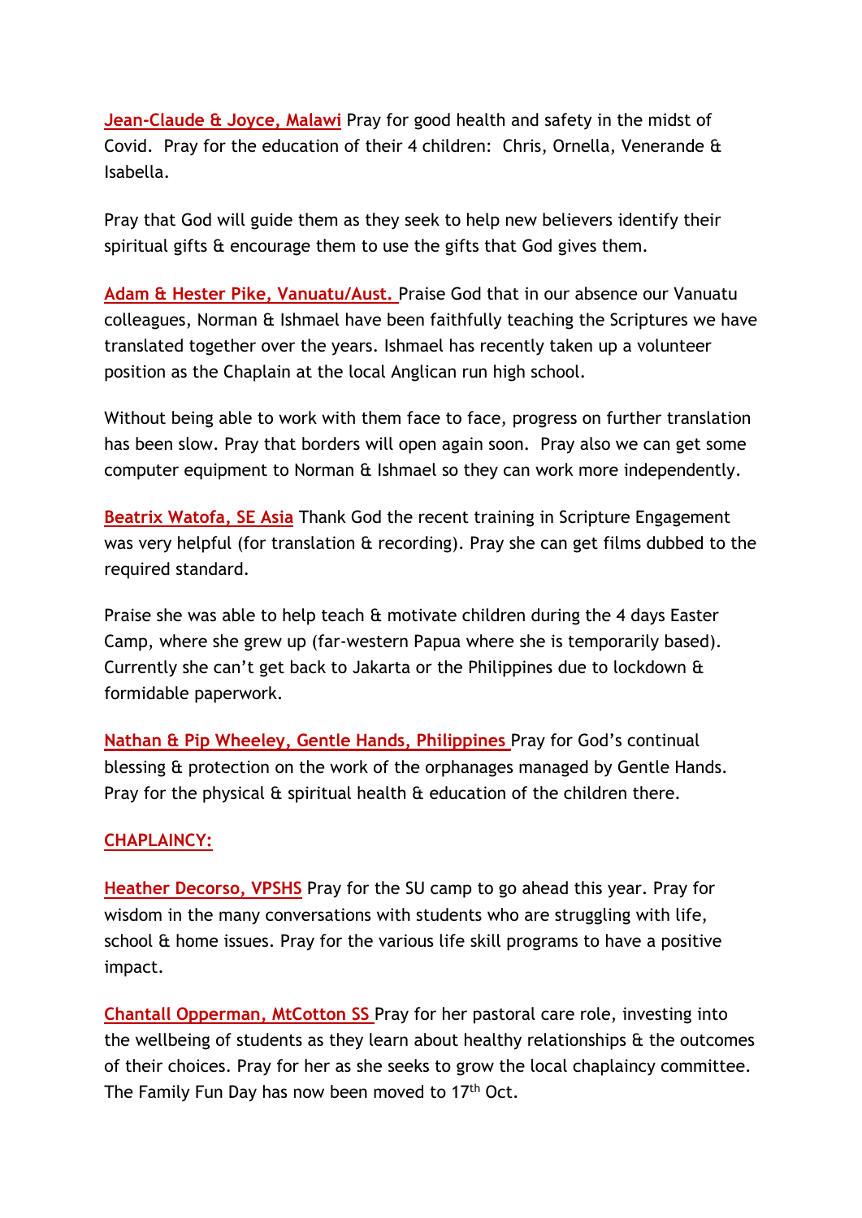**Jean-Claude & Joyce, Malawi** Pray for good health and safety in the midst of Covid. Pray for the education of their 4 children: Chris, Ornella, Venerande & Isabella.

Pray that God will guide them as they seek to help new believers identify their spiritual gifts & encourage them to use the gifts that God gives them.

**Adam & Hester Pike, Vanuatu/Aust.** Praise God that in our absence our Vanuatu colleagues, Norman & Ishmael have been faithfully teaching the Scriptures we have translated together over the years. Ishmael has recently taken up a volunteer position as the Chaplain at the local Anglican run high school.

Without being able to work with them face to face, progress on further translation has been slow. Pray that borders will open again soon. Pray also we can get some computer equipment to Norman & Ishmael so they can work more independently.

**Beatrix Watofa, SE Asia** Thank God the recent training in Scripture Engagement was very helpful (for translation & recording). Pray she can get films dubbed to the required standard.

Praise she was able to help teach & motivate children during the 4 days Easter Camp, where she grew up (far-western Papua where she is temporarily based). Currently she can't get back to Jakarta or the Philippines due to lockdown & formidable paperwork.

**Nathan & Pip Wheeley, Gentle Hands, Philippines** Pray for God's continual blessing & protection on the work of the orphanages managed by Gentle Hands. Pray for the physical & spiritual health & education of the children there.

## CHAPLAINCY:

**Heather Decorso, VPSHS** Pray for the SU camp to go ahead this year. Pray for wisdom in the many conversations with students who are struggling with life, school & home issues. Pray for the various life skill programs to have a positive impact.

**Chantall Opperman, MtCotton SS** Pray for her pastoral care role, investing into the wellbeing of students as they learn about healthy relationships & the outcomes of their choices. Pray for her as she seeks to grow the local chaplaincy committee. The Family Fun Day has now been moved to 17th Oct.